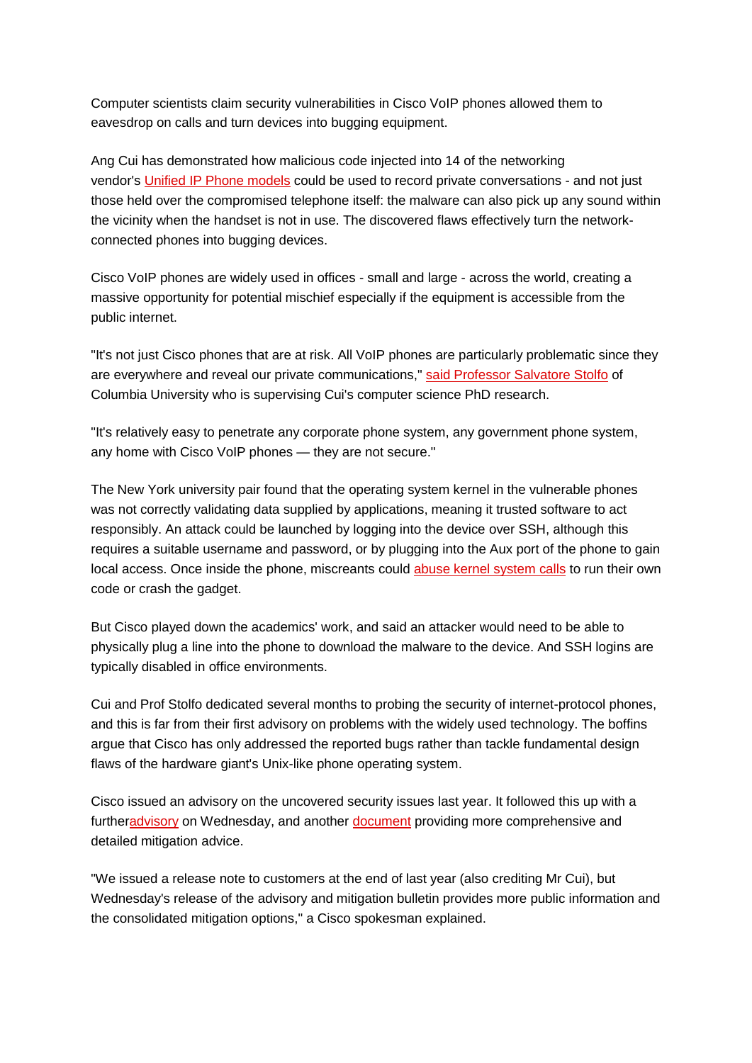Computer scientists claim security vulnerabilities in Cisco VoIP phones allowed them to eavesdrop on calls and turn devices into bugging equipment.

Ang Cui has demonstrated how malicious code injected into 14 of the networking vendor's Unified IP Phone models could be used to record private conversations - and not just those held over the compromised telephone itself: the malware can also pick up any sound within the vicinity when the handset is not in use. The discovered flaws effectively turn the network-connected phones into bugging devices.

Cisco VoIP phones are widely used in offices - small and large - across the world, creating a massive opportunity for potential mischief especially if the equipment is accessible from the public internet.

"It's not just Cisco phones that are at risk. All VoIP phones are particularly problematic since they are everywhere and reveal our private communications," said Professor Salvatore Stolfo of Columbia University who is supervising Cui's computer science PhD research.

"It's relatively easy to penetrate any corporate phone system, any government phone system, any home with Cisco VoIP phones — they are not secure."

The New York university pair found that the operating system kernel in the vulnerable phones was not correctly validating data supplied by applications, meaning it trusted software to act responsibly. An attack could be launched by logging into the device over SSH, although this requires a suitable username and password, or by plugging into the Aux port of the phone to gain local access. Once inside the phone, miscreants could abuse kernel system calls to run their own code or crash the gadget.

But Cisco played down the academics' work, and said an attacker would need to be able to physically plug a line into the phone to download the malware to the device. And SSH logins are typically disabled in office environments.

Cui and Prof Stolfo dedicated several months to probing the security of internet-protocol phones, and this is far from their first advisory on problems with the widely used technology. The boffins argue that Cisco has only addressed the reported bugs rather than tackle fundamental design flaws of the hardware giant's Unix-like phone operating system.

Cisco issued an advisory on the uncovered security issues last year. It followed this up with a furtheradvisory on Wednesday, and another document providing more comprehensive and detailed mitigation advice.

"We issued a release note to customers at the end of last year (also crediting Mr Cui), but Wednesday's release of the advisory and mitigation bulletin provides more public information and the consolidated mitigation options," a Cisco spokesman explained.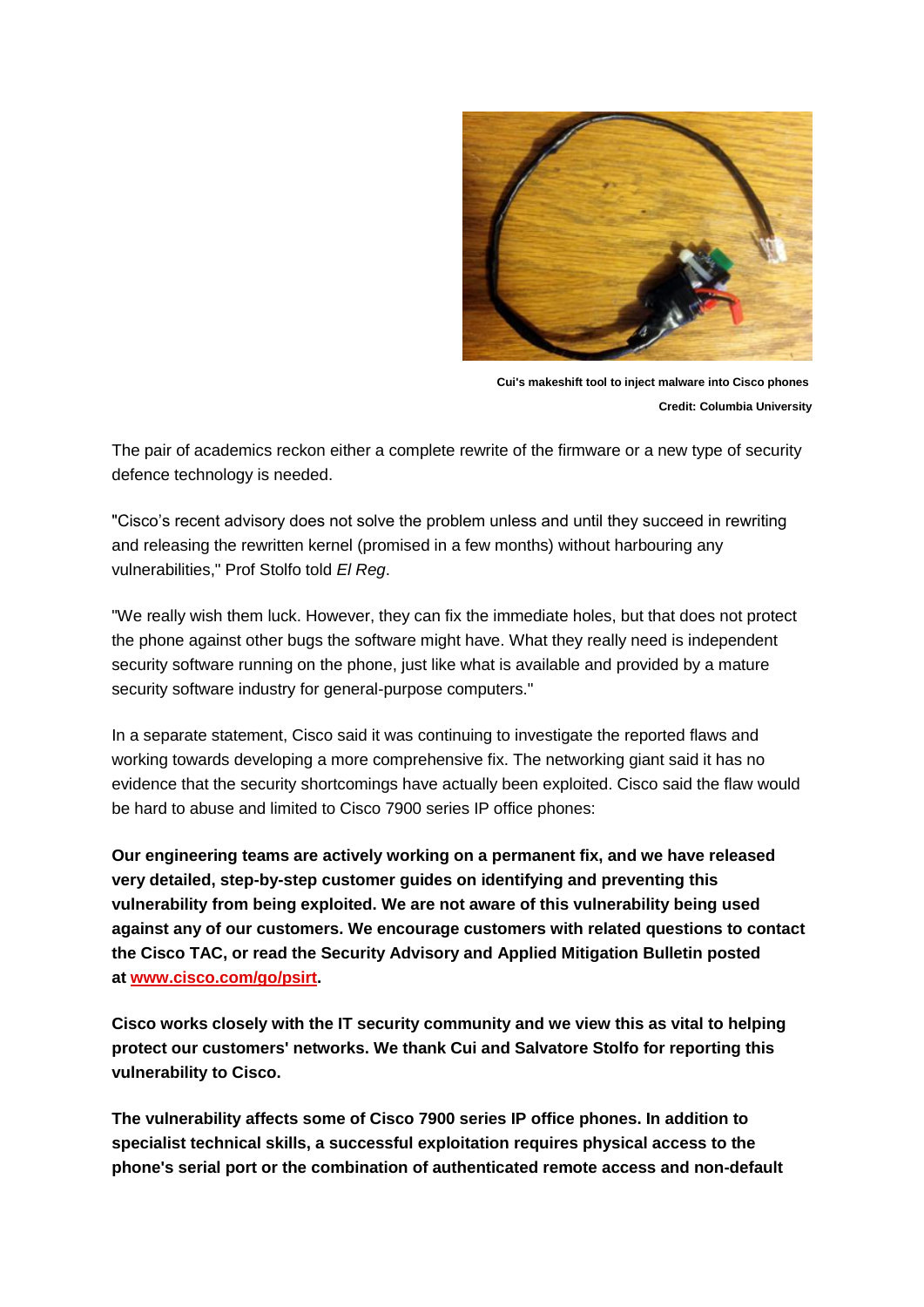Cui's makeshift tool to inject malware into Cisco phones

Credit: Columbia University

The pair of academics reckon either a complete rewrite of the firmware or a new type of security defence technology is needed.

"Cisco's recent advisory does not solve the problem unless and until they succeed in rewriting and releasing the rewritten kernel (promised in a few months) without harbouring any vulnerabilities," Prof Stolfo told *El Reg*.

"We really wish them luck. However, they can fix the immediate holes, but that does not protect the phone against other bugs the software might have. What they really need is independent security software running on the phone, just like what is available and provided by a mature security software industry for general-purpose computers."

In a separate statement, Cisco said it was continuing to investigate the reported flaws and working towards developing a more comprehensive fix. The networking giant said it has no evidence that the security shortcomings have actually been exploited. Cisco said the flaw would be hard to abuse and limited to Cisco 7900 series IP office phones:

**Our engineering teams are actively working on a permanent fix, and we have released very detailed, step-by-step customer guides on identifying and preventing this vulnerability from being exploited. We are not aware of this vulnerability being used against any of our customers. We encourage customers with related questions to contact the Cisco TAC, or read the Security Advisory and Applied Mitigation Bulletin posted at [www.cisco.com/go/psirt](www.cisco.com/go/psirt).**

**Cisco works closely with the IT security community and we view this as vital to helping protect our customers' networks. We thank Cui and Salvatore Stolfo for reporting this vulnerability to Cisco.**

**The vulnerability affects some of Cisco 7900 series IP office phones. In addition to specialist technical skills, a successful exploitation requires physical access to the phone's serial port or the combination of authenticated remote access and non-default**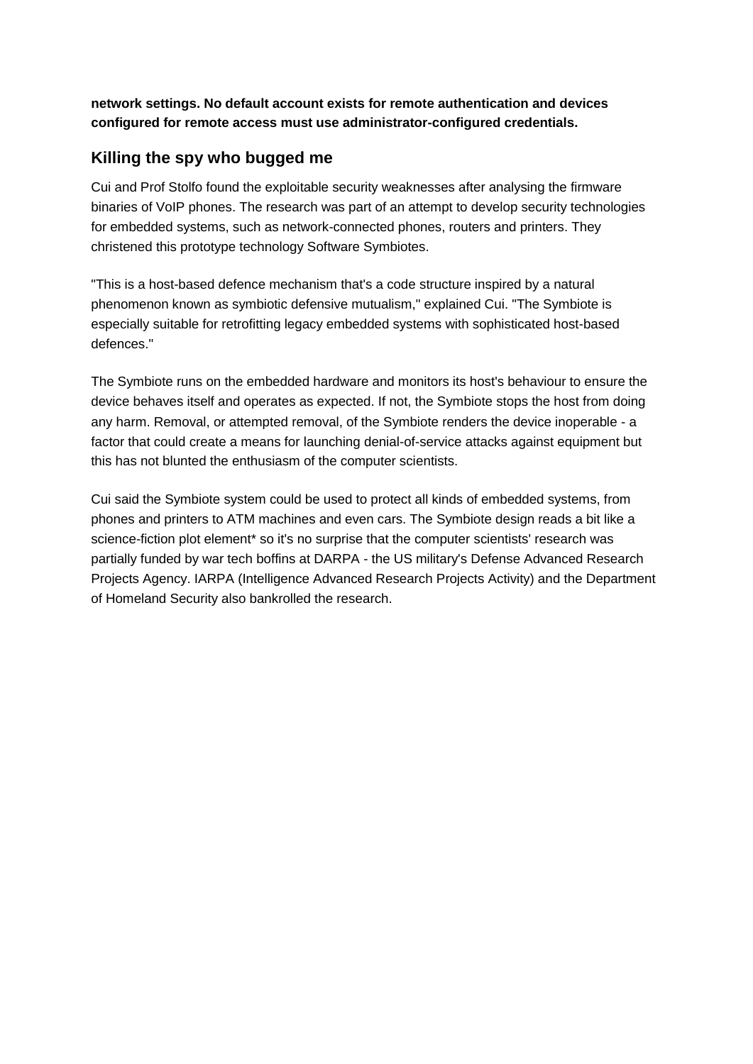**network settings. No default account exists for remote authentication and devices configured for remote access must use administrator-configured credentials.**

## Killing the spy who bugged me

Cui and Prof Stolfo found the exploitable security weaknesses after analysing the firmware binaries of VoIP phones. The research was part of an attempt to develop security technologies for embedded systems, such as network-connected phones, routers and printers. They christened this prototype technology Software Symbiotes.

"This is a host-based defence mechanism that's a code structure inspired by a natural phenomenon known as symbiotic defensive mutualism," explained Cui. "The Symbiote is especially suitable for retrofitting legacy embedded systems with sophisticated host-based defences."

The Symbiote runs on the embedded hardware and monitors its host's behaviour to ensure the device behaves itself and operates as expected. If not, the Symbiote stops the host from doing any harm. Removal, or attempted removal, of the Symbiote renders the device inoperable - a factor that could create a means for launching denial-of-service attacks against equipment but this has not blunted the enthusiasm of the computer scientists.

Cui said the Symbiote system could be used to protect all kinds of embedded systems, from phones and printers to ATM machines and even cars. The Symbiote design reads a bit like a science-fiction plot element* so it's no surprise that the computer scientists' research was partially funded by war tech boffins at DARPA - the US military's Defense Advanced Research Projects Agency. IARPA (Intelligence Advanced Research Projects Activity) and the Department of Homeland Security also bankrolled the research.